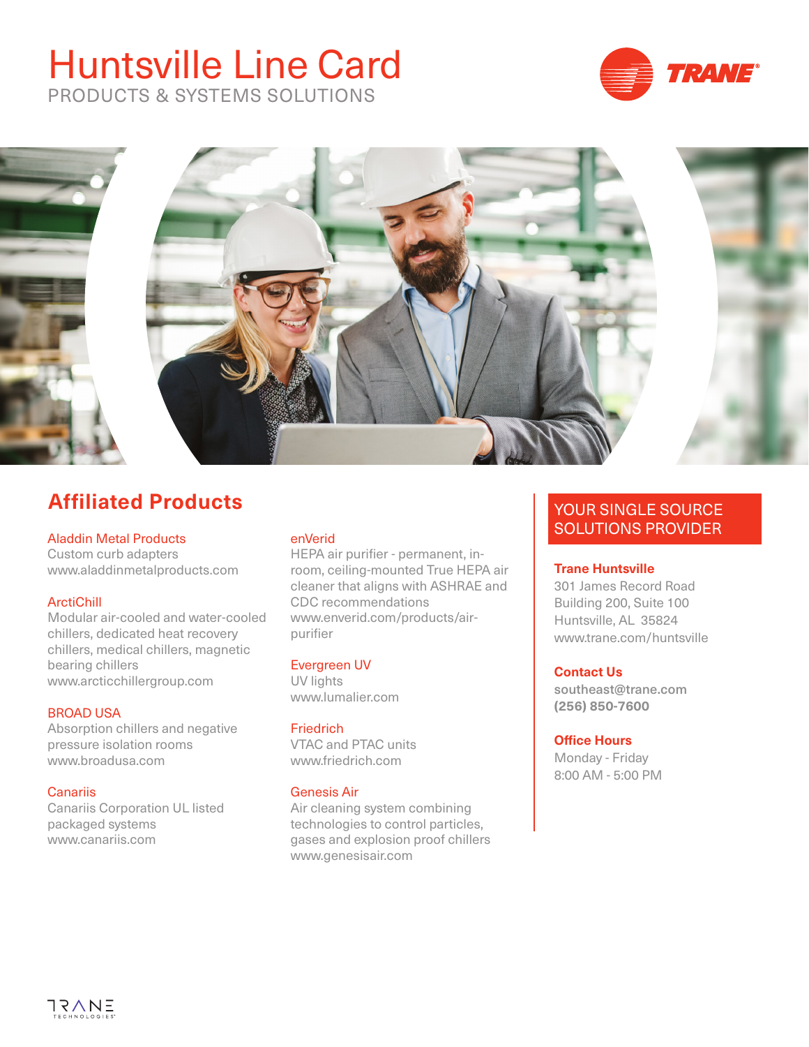# Huntsville Line Card

PRODUCTS & SYSTEMS SOLUTIONS

## Affiliated Products

**Aladdin Metal Products**
Custom curb adapters
www.aladdinmetalproducts.com

**ArctiChill**
Modular air-cooled and water-cooled chillers, dedicated heat recovery chillers, medical chillers, magnetic bearing chillers
www.arcticchillergroup.com

**BROAD USA**
Absorption chillers and negative pressure isolation rooms
www.broadusa.com

**Canariis**
Canariis Corporation UL listed packaged systems
www.canariis.com

**enVerid**
HEPA air purifier - permanent, in-room, ceiling-mounted True HEPA air cleaner that aligns with ASHRAE and CDC recommendations
www.enverid.com/products/air-purifier

**Evergreen UV**
UV lights
www.lumalier.com

**Friedrich**
VTAC and PTAC units
www.friedrich.com

**Genesis Air**
Air cleaning system combining technologies to control particles, gases and explosion proof chillers
www.genesisair.com

## YOUR SINGLE SOURCE SOLUTIONS PROVIDER

**Trane Huntsville**
301 James Record Road
Building 200, Suite 100
Huntsville, AL 35824
www.trane.com/huntsville

**Contact Us**
**southeast@trane.com**
**(256) 850-7600**

**Office Hours**
Monday - Friday
8:00 AM - 5:00 PM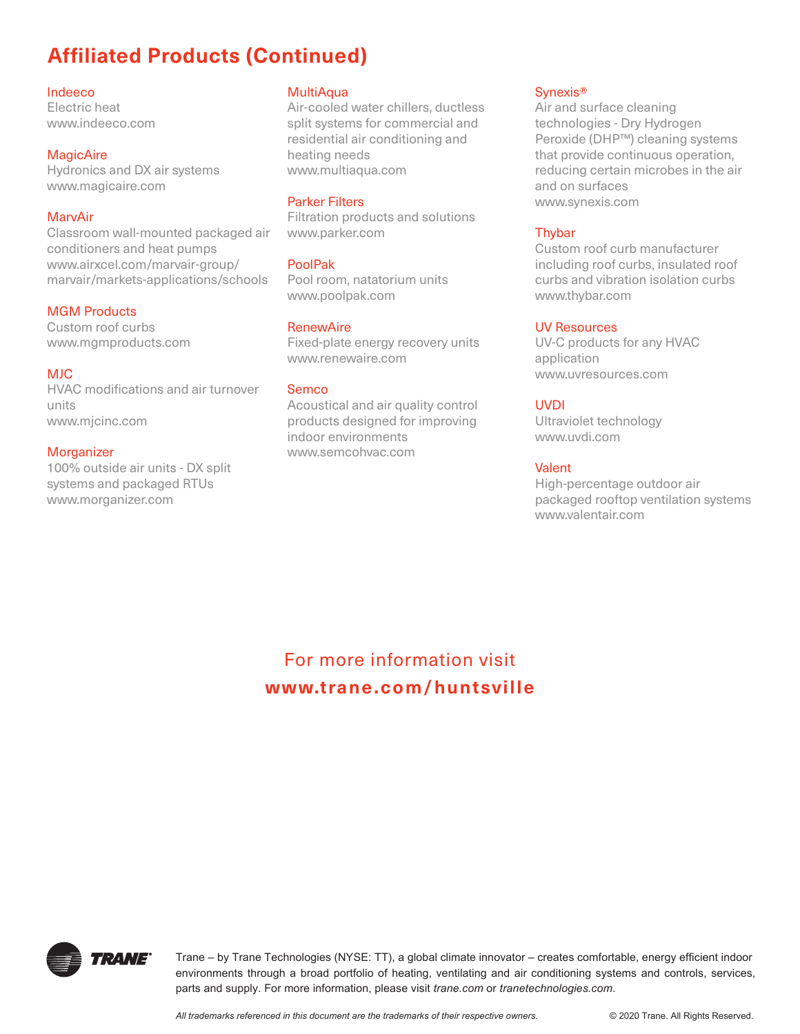## Affiliated Products (Continued)

Indeeco
Electric heat
www.indeeco.com

MagicAire
Hydronics and DX air systems
www.magicaire.com

MarvAir
Classroom wall-mounted packaged air conditioners and heat pumps
www.airxcel.com/marvair-group/marvair/markets-applications/schools

MGM Products
Custom roof curbs
www.mgmproducts.com

MJC
HVAC modifications and air turnover units
www.mjcinc.com

Morganizer
100% outside air units - DX split systems and packaged RTUs
www.morganizer.com

MultiAqua
Air-cooled water chillers, ductless split systems for commercial and residential air conditioning and heating needs
www.multiaqua.com

Parker Filters
Filtration products and solutions
www.parker.com

PoolPak
Pool room, natatorium units
www.poolpak.com

RenewAire
Fixed-plate energy recovery units
www.renewaire.com

Semco
Acoustical and air quality control products designed for improving indoor environments
www.semcohvac.com

Synexis®
Air and surface cleaning technologies - Dry Hydrogen Peroxide (DHP™) cleaning systems that provide continuous operation, reducing certain microbes in the air and on surfaces
www.synexis.com

Thybar
Custom roof curb manufacturer including roof curbs, insulated roof curbs and vibration isolation curbs
www.thybar.com

UV Resources
UV-C products for any HVAC application
www.uvresources.com

UVDI
Ultraviolet technology
www.uvdi.com

Valent
High-percentage outdoor air packaged rooftop ventilation systems
www.valentair.com

For more information visit
**www.trane.com/huntsville**

Trane – by Trane Technologies (NYSE: TT), a global climate innovator – creates comfortable, energy efficient indoor environments through a broad portfolio of heating, ventilating and air conditioning systems and controls, services, parts and supply. For more information, please visit *trane.com* or *tranetechnologies.com*.

*All trademarks referenced in this document are the trademarks of their respective owners.*

© 2020 Trane. All Rights Reserved.